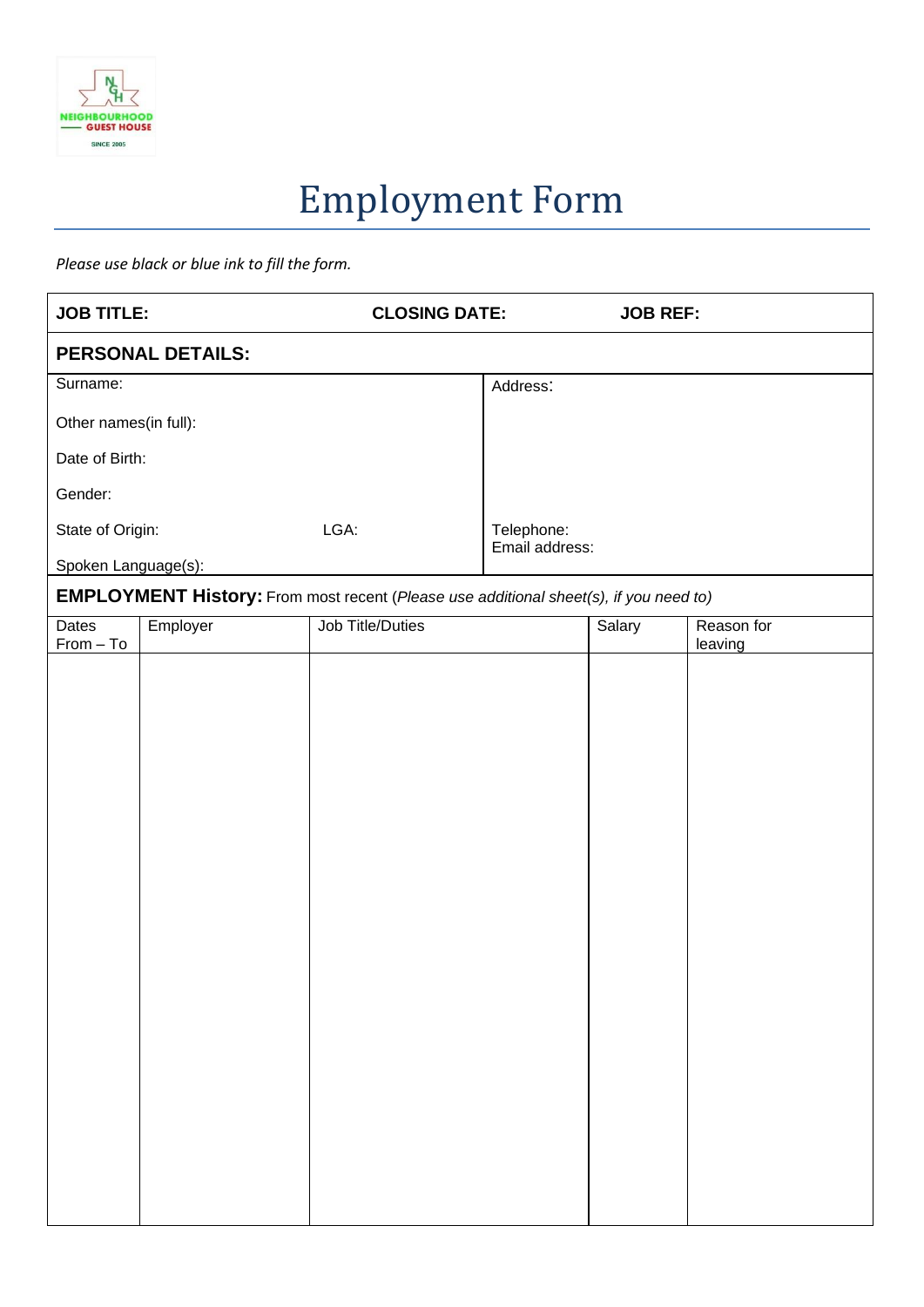# Employment Form

*Please use black or blue ink to fill the form.*

| JOB TITLE: | CLOSING DATE: | JOB REF: |
|---|---|---|

## PERSONAL DETAILS:

| | |
|---|---|
| Surname: | Address: |
| Other names(in full): | |
| Date of Birth: | |
| Gender: | |
| State of Origin: LGA: | Telephone:<br>Email address: |
| Spoken Language(s): | |

**EMPLOYMENT History:** From most recent (*Please use additional sheet(s), if you need to)*

| Dates From – To | Employer | Job Title/Duties | Salary | Reason for leaving |
|---|---|---|---|---|
| | | | | |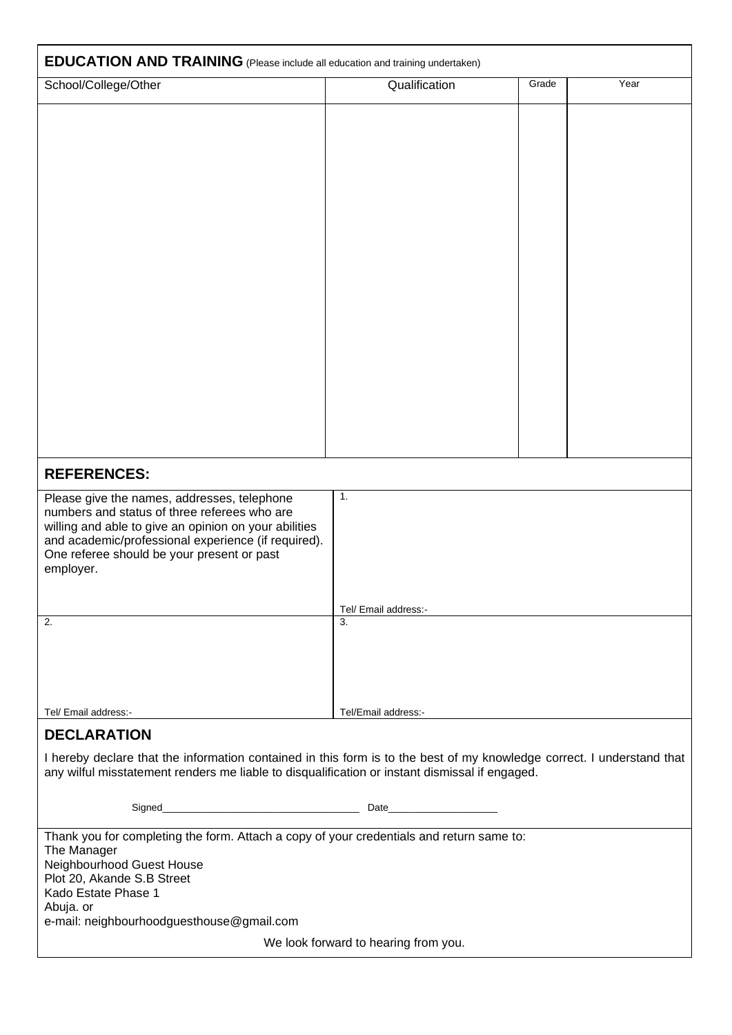## EDUCATION AND TRAINING (Please include all education and training undertaken)

| School/College/Other | Qualification | Grade | Year |
|---|---|---|---|
| | | | |

## REFERENCES:

| | |
|---|---|
| Please give the names, addresses, telephone numbers and status of three referees who are willing and able to give an opinion on your abilities and academic/professional experience (if required). One referee should be your present or past employer. | 1.<br><br>Tel/ Email address:- |
| 2.<br><br>Tel/ Email address:- | 3.<br><br>Tel/Email address:- |

## DECLARATION

I hereby declare that the information contained in this form is to the best of my knowledge correct. I understand that any wilful misstatement renders me liable to disqualification or instant dismissal if engaged.

Signed__________________________________ Date___________________

Thank you for completing the form. Attach a copy of your credentials and return same to:
The Manager
Neighbourhood Guest House
Plot 20, Akande S.B Street
Kado Estate Phase 1
Abuja. or
e-mail: neighbourhoodguesthouse@gmail.com

We look forward to hearing from you.